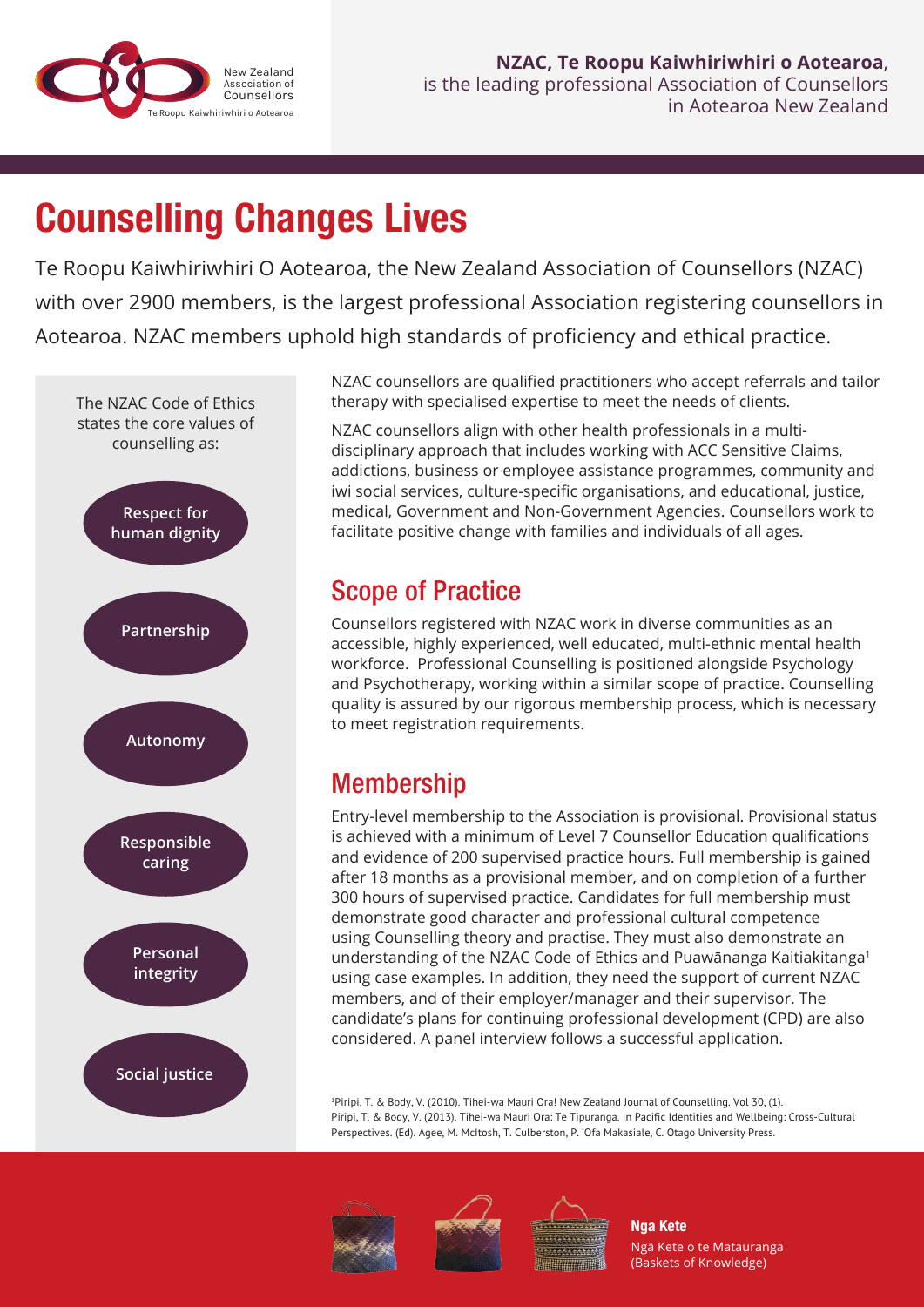New Zealand Association of Counsellors
Te Roopu Kaiwhiriwhiri o Aotearoa

**NZAC, Te Roopu Kaiwhiriwhiri o Aotearoa**, is the leading professional Association of Counsellors in Aotearoa New Zealand

# Counselling Changes Lives

Te Roopu Kaiwhiriwhiri O Aotearoa, the New Zealand Association of Counsellors (NZAC) with over 2900 members, is the largest professional Association registering counsellors in Aotearoa. NZAC members uphold high standards of proficiency and ethical practice.

The NZAC Code of Ethics states the core values of counselling as:

- **Respect for human dignity**
- **Partnership**
- **Autonomy**
- **Responsible caring**
- **Personal integrity**
- **Social justice**

NZAC counsellors are qualified practitioners who accept referrals and tailor therapy with specialised expertise to meet the needs of clients.

NZAC counsellors align with other health professionals in a multi-disciplinary approach that includes working with ACC Sensitive Claims, addictions, business or employee assistance programmes, community and iwi social services, culture-specific organisations, and educational, justice, medical, Government and Non-Government Agencies. Counsellors work to facilitate positive change with families and individuals of all ages.

## Scope of Practice

Counsellors registered with NZAC work in diverse communities as an accessible, highly experienced, well educated, multi-ethnic mental health workforce. Professional Counselling is positioned alongside Psychology and Psychotherapy, working within a similar scope of practice. Counselling quality is assured by our rigorous membership process, which is necessary to meet registration requirements.

## Membership

Entry-level membership to the Association is provisional. Provisional status is achieved with a minimum of Level 7 Counsellor Education qualifications and evidence of 200 supervised practice hours. Full membership is gained after 18 months as a provisional member, and on completion of a further 300 hours of supervised practice. Candidates for full membership must demonstrate good character and professional cultural competence using Counselling theory and practise. They must also demonstrate an understanding of the NZAC Code of Ethics and Puawānanga Kaitiakitanga[1] using case examples. In addition, they need the support of current NZAC members, and of their employer/manager and their supervisor. The candidate's plans for continuing professional development (CPD) are also considered. A panel interview follows a successful application.

[1]Piripi, T. & Body, V. (2010). Tihei-wa Mauri Ora! New Zealand Journal of Counselling. Vol 30, (1).
Piripi, T. & Body, V. (2013). Tihei-wa Mauri Ora: Te Tipuranga. In Pacific Identities and Wellbeing: Cross-Cultural Perspectives. (Ed). Agee, M. McItosh, T. Culberston, P. 'Ofa Makasiale, C. Otago University Press.

**Nga Kete**
Ngā Kete o te Matauranga
(Baskets of Knowledge)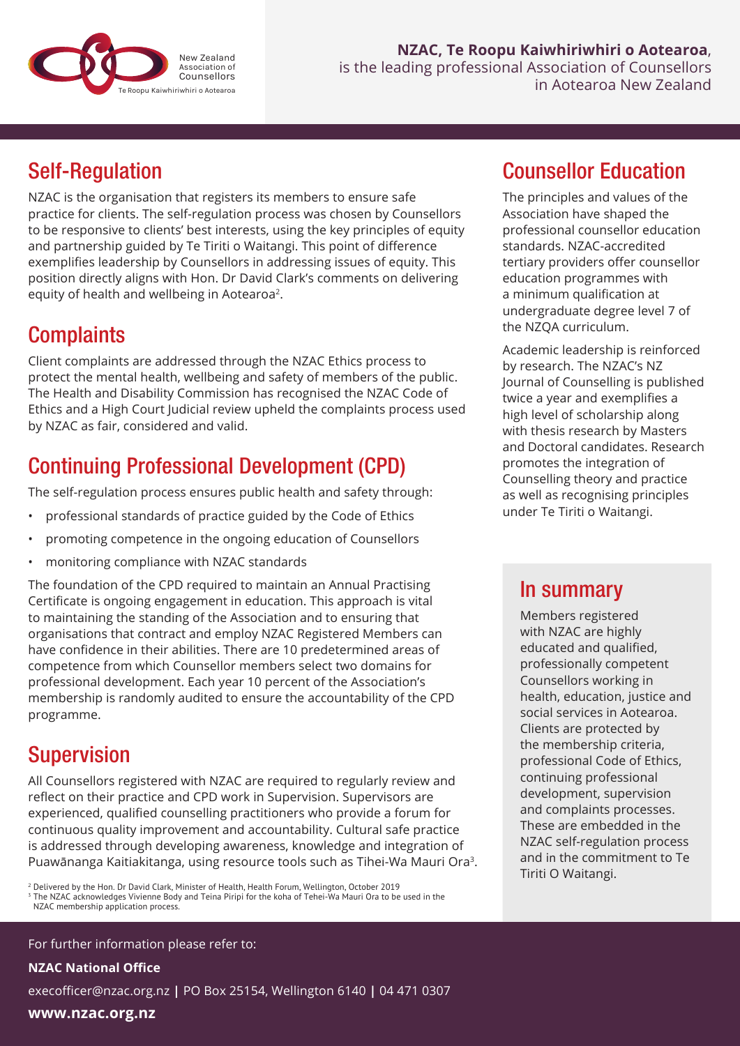**NZAC, Te Roopu Kaiwhiriwhiri o Aotearoa**, is the leading professional Association of Counsellors in Aotearoa New Zealand

## Self-Regulation

NZAC is the organisation that registers its members to ensure safe practice for clients. The self-regulation process was chosen by Counsellors to be responsive to clients' best interests, using the key principles of equity and partnership guided by Te Tiriti o Waitangi. This point of difference exemplifies leadership by Counsellors in addressing issues of equity. This position directly aligns with Hon. Dr David Clark's comments on delivering equity of health and wellbeing in Aotearoa[2].

## Complaints

Client complaints are addressed through the NZAC Ethics process to protect the mental health, wellbeing and safety of members of the public. The Health and Disability Commission has recognised the NZAC Code of Ethics and a High Court Judicial review upheld the complaints process used by NZAC as fair, considered and valid.

## Continuing Professional Development (CPD)

The self-regulation process ensures public health and safety through:

- professional standards of practice guided by the Code of Ethics
- promoting competence in the ongoing education of Counsellors
- monitoring compliance with NZAC standards

The foundation of the CPD required to maintain an Annual Practising Certificate is ongoing engagement in education. This approach is vital to maintaining the standing of the Association and to ensuring that organisations that contract and employ NZAC Registered Members can have confidence in their abilities. There are 10 predetermined areas of competence from which Counsellor members select two domains for professional development. Each year 10 percent of the Association's membership is randomly audited to ensure the accountability of the CPD programme.

## Supervision

All Counsellors registered with NZAC are required to regularly review and reflect on their practice and CPD work in Supervision. Supervisors are experienced, qualified counselling practitioners who provide a forum for continuous quality improvement and accountability. Cultural safe practice is addressed through developing awareness, knowledge and integration of Puawānanga Kaitiakitanga, using resource tools such as Tihei-Wa Mauri Ora[3].

[2] Delivered by the Hon. Dr David Clark, Minister of Health, Health Forum, Wellington, October 2019
[3] The NZAC acknowledges Vivienne Body and Teina Piripi for the koha of Tehei-Wa Mauri Ora to be used in the NZAC membership application process.

## Counsellor Education

The principles and values of the Association have shaped the professional counsellor education standards. NZAC-accredited tertiary providers offer counsellor education programmes with a minimum qualification at undergraduate degree level 7 of the NZQA curriculum.

Academic leadership is reinforced by research. The NZAC's NZ Journal of Counselling is published twice a year and exemplifies a high level of scholarship along with thesis research by Masters and Doctoral candidates. Research promotes the integration of Counselling theory and practice as well as recognising principles under Te Tiriti o Waitangi.

## In summary

Members registered with NZAC are highly educated and qualified, professionally competent Counsellors working in health, education, justice and social services in Aotearoa. Clients are protected by the membership criteria, professional Code of Ethics, continuing professional development, supervision and complaints processes. These are embedded in the NZAC self-regulation process and in the commitment to Te Tiriti O Waitangi.

For further information please refer to:

**NZAC National Office**

execofficer@nzac.org.nz | PO Box 25154, Wellington 6140 | 04 471 0307

**www.nzac.org.nz**